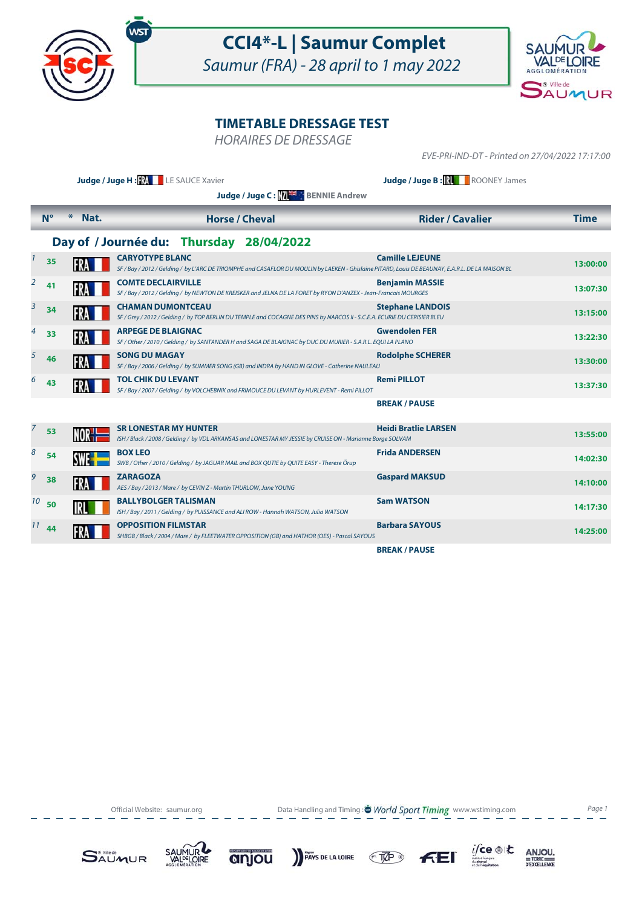# CCI4*-L | Saumur Complet

*Saumur (FRA) - 28 april to 1 may 2022*

## TIMETABLE DRESSAGE TEST

*HORAIRES DE DRESSAGE*

*EVE-PRI-IND-DT - Printed on 27/04/2022 17:17:00*

**Judge / Juge H :** FRA LE SAUCE Xavier **Judge / Juge B :** IRL ROONEY James

**Judge / Juge C :** NZL BENNIE Andrew

### Day of / Journée du: Thursday 28/04/2022

| | N° | Nat. | Horse / Cheval | Rider / Cavalier | Time |
|---|---|---|---|---|---|
| 1 | 35 | FRA | **CARYOTYPE BLANC**<br>*SF / Bay / 2012 / Gelding / by L'ARC DE TRIOMPHE and CASAFLOR DU MOULIN by LAEKEN - Ghislaine PITARD, Louis DE BEAUNAY, E.A.R.L. DE LA MAISON BL* | **Camille LEJEUNE** | 13:00:00 |
| 2 | 41 | FRA | **COMTE DECLAIRVILLE**<br>*SF / Bay / 2012 / Gelding / by NEWTON DE KREISKER and JELNA DE LA FORET by RYON D'ANZEX - Jean-Francois MOURGES* | **Benjamin MASSIE** | 13:07:30 |
| 3 | 34 | FRA | **CHAMAN DUMONTCEAU**<br>*SF / Grey / 2012 / Gelding / by TOP BERLIN DU TEMPLE and COCAGNE DES PINS by NARCOS II - S.C.E.A. ECURIE DU CERISIER BLEU* | **Stephane LANDOIS** | 13:15:00 |
| 4 | 33 | FRA | **ARPEGE DE BLAIGNAC**<br>*SF / Other / 2010 / Gelding / by SANTANDER H and SAGA DE BLAIGNAC by DUC DU MURIER - S.A.R.L. EQUI LA PLANO* | **Gwendolen FER** | 13:22:30 |
| 5 | 46 | FRA | **SONG DU MAGAY**<br>*SF / Bay / 2006 / Gelding / by SUMMER SONG (GB) and INDRA by HAND IN GLOVE - Catherine NAULEAU* | **Rodolphe SCHERER** | 13:30:00 |
| 6 | 43 | FRA | **TOL CHIK DU LEVANT**<br>*SF / Bay / 2007 / Gelding / by VOLCHEBNIK and FRIMOUCE DU LEVANT by HURLEVENT - Remi PILLOT* | **Remi PILLOT** | 13:37:30 |
| | | | | **BREAK / PAUSE** | |
| 7 | 53 | NOR | **SR LONESTAR MY HUNTER**<br>*ISH / Black / 2008 / Gelding / by VDL ARKANSAS and LONESTAR MY JESSIE by CRUISE ON - Marianne Borge SOLVAM* | **Heidi Bratlie LARSEN** | 13:55:00 |
| 8 | 54 | SWE | **BOX LEO**<br>*SWB / Other / 2010 / Gelding / by JAGUAR MAIL and BOX QUTIE by QUITE EASY - Therese Örup* | **Frida ANDERSEN** | 14:02:30 |
| 9 | 38 | FRA | **ZARAGOZA**<br>*AES / Bay / 2013 / Mare / by CEVIN Z - Martin THURLOW, Jane YOUNG* | **Gaspard MAKSUD** | 14:10:00 |
| 10 | 50 | IRL | **BALLYBOLGER TALISMAN**<br>*ISH / Bay / 2011 / Gelding / by PUISSANCE and ALI ROW - Hannah WATSON, Julia WATSON* | **Sam WATSON** | 14:17:30 |
| 11 | 44 | FRA | **OPPOSITION FILMSTAR**<br>*SHBGB / Black / 2004 / Mare / by FLEETWATER OPPOSITION (GB) and HATHOR (OES) - Pascal SAYOUS* | **Barbara SAYOUS** | 14:25:00 |
| | | | | **BREAK / PAUSE** | |

Official Website: saumur.org Data Handling and Timing : World Sport Timing www.wstiming.com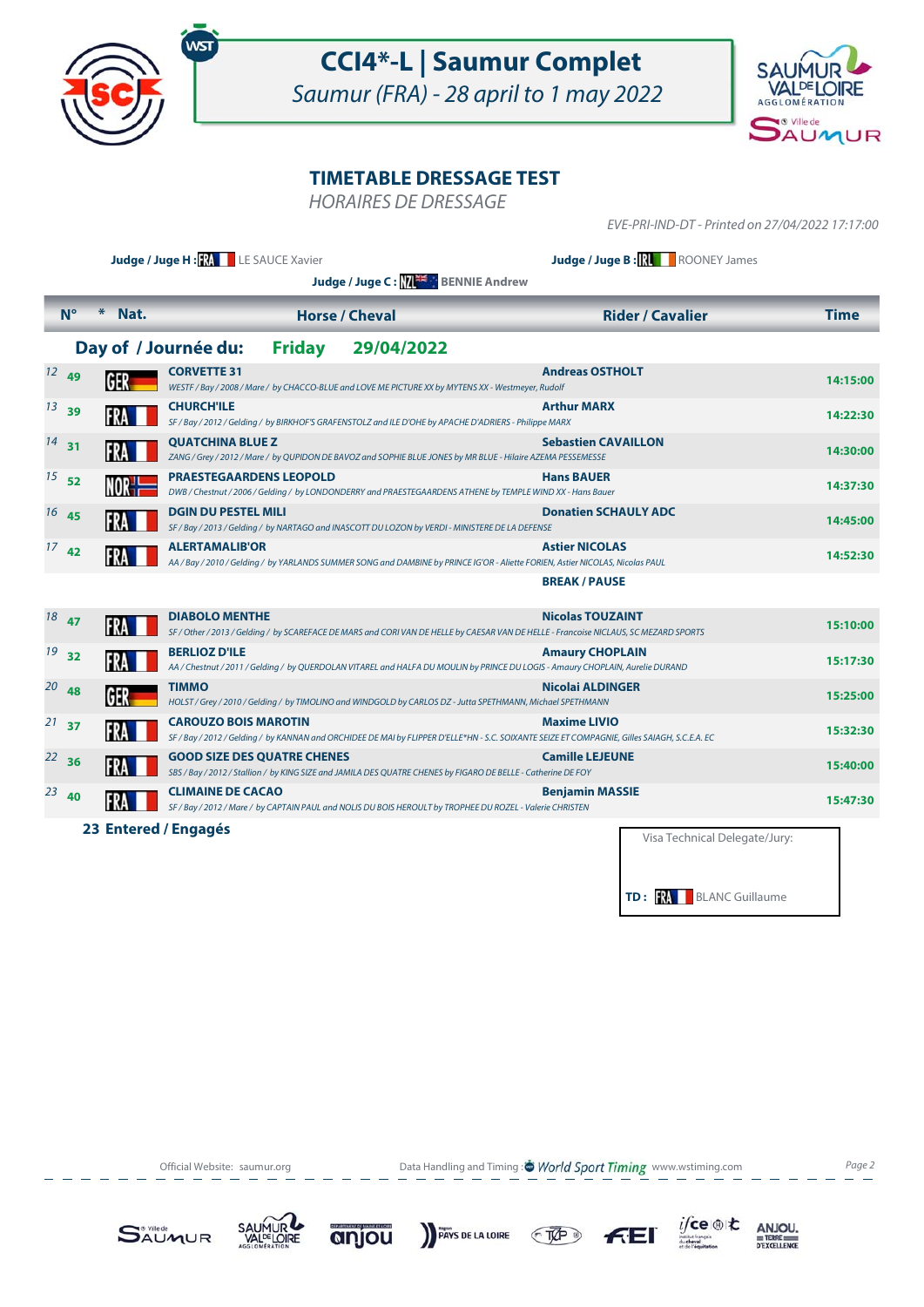# CCI4*-L | Saumur Complet

*Saumur (FRA) - 28 april to 1 may 2022*

## TIMETABLE DRESSAGE TEST

*HORAIRES DE DRESSAGE*

*EVE-PRI-IND-DT - Printed on 27/04/2022 17:17:00*

**Judge / Juge H :** FRA LE SAUCE Xavier    **Judge / Juge B :** IRL ROONEY James

**Judge / Juge C :** NZL **BENNIE Andrew**

**Day of / Journée du: Friday 29/04/2022**

| | N° | * Nat. | Horse / Cheval | Rider / Cavalier | Time |
|---|---|---|---|---|---|
| 12 | 49 | GER | **CORVETTE 31**<br>*WESTF / Bay / 2008 / Mare / by CHACCO-BLUE and LOVE ME PICTURE XX by MYTENS XX - Westmeyer, Rudolf* | **Andreas OSTHOLT** | 14:15:00 |
| 13 | 39 | FRA | **CHURCH'ILE**<br>*SF / Bay / 2012 / Gelding / by BIRKHOF'S GRAFENSTOLZ and ILE D'OHE by APACHE D'ADRIERS - Philippe MARX* | **Arthur MARX** | 14:22:30 |
| 14 | 31 | FRA | **QUATCHINA BLUE Z**<br>*ZANG / Grey / 2012 / Mare / by QUPIDON DE BAVOZ and SOPHIE BLUE JONES by MR BLUE - Hilaire AZEMA PESSEMESSE* | **Sebastien CAVAILLON** | 14:30:00 |
| 15 | 52 | NOR | **PRAESTEGAARDENS LEOPOLD**<br>*DWB / Chestnut / 2006 / Gelding / by LONDONDERRY and PRAESTEGAARDENS ATHENE by TEMPLE WIND XX - Hans Bauer* | **Hans BAUER** | 14:37:30 |
| 16 | 45 | FRA | **DGIN DU PESTEL MILI**<br>*SF / Bay / 2013 / Gelding / by NARTAGO and INASCOTT DU LOZON by VERDI - MINISTERE DE LA DEFENSE* | **Donatien SCHAULY ADC** | 14:45:00 |
| 17 | 42 | FRA | **ALERTAMALIB'OR**<br>*AA / Bay / 2010 / Gelding / by YARLANDS SUMMER SONG and DAMBINE by PRINCE IG'OR - Aliette FORIEN, Astier NICOLAS, Nicolas PAUL* | **Astier NICOLAS** | 14:52:30 |
| | | | | **BREAK / PAUSE** | |
| 18 | 47 | FRA | **DIABOLO MENTHE**<br>*SF / Other / 2013 / Gelding / by SCAREFACE DE MARS and CORI VAN DE HELLE by CAESAR VAN DE HELLE - Francoise NICLAUS, SC MEZARD SPORTS* | **Nicolas TOUZAINT** | 15:10:00 |
| 19 | 32 | FRA | **BERLIOZ D'ILE**<br>*AA / Chestnut / 2011 / Gelding / by QUERDOLAN VITAREL and HALFA DU MOULIN by PRINCE DU LOGIS - Amaury CHOPLAIN, Aurelie DURAND* | **Amaury CHOPLAIN** | 15:17:30 |
| 20 | 48 | GER | **TIMMO**<br>*HOLST / Grey / 2010 / Gelding / by TIMOLINO and WINDGOLD by CARLOS DZ - Jutta SPETHMANN, Michael SPETHMANN* | **Nicolai ALDINGER** | 15:25:00 |
| 21 | 37 | FRA | **CAROUZO BOIS MAROTIN**<br>*SF / Bay / 2012 / Gelding / by KANNAN and ORCHIDEE DE MAI by FLIPPER D'ELLE*HN - S.C. SOIXANTE SEIZE ET COMPAGNIE, Gilles SAIAGH, S.C.E.A. EC* | **Maxime LIVIO** | 15:32:30 |
| 22 | 36 | FRA | **GOOD SIZE DES QUATRE CHENES**<br>*SBS / Bay / 2012 / Stallion / by KING SIZE and JAMILA DES QUATRE CHENES by FIGARO DE BELLE - Catherine DE FOY* | **Camille LEJEUNE** | 15:40:00 |
| 23 | 40 | FRA | **CLIMAINE DE CACAO**<br>*SF / Bay / 2012 / Mare / by CAPTAIN PAUL and NOLIS DU BOIS HEROULT by TROPHEE DU ROZEL - Valerie CHRISTEN* | **Benjamin MASSIE** | 15:47:30 |

**23 Entered / Engagés**

Visa Technical Delegate/Jury:

**TD :** FRA BLANC Guillaume

Official Website: saumur.org    Data Handling and Timing : World Sport Timing www.wstiming.com